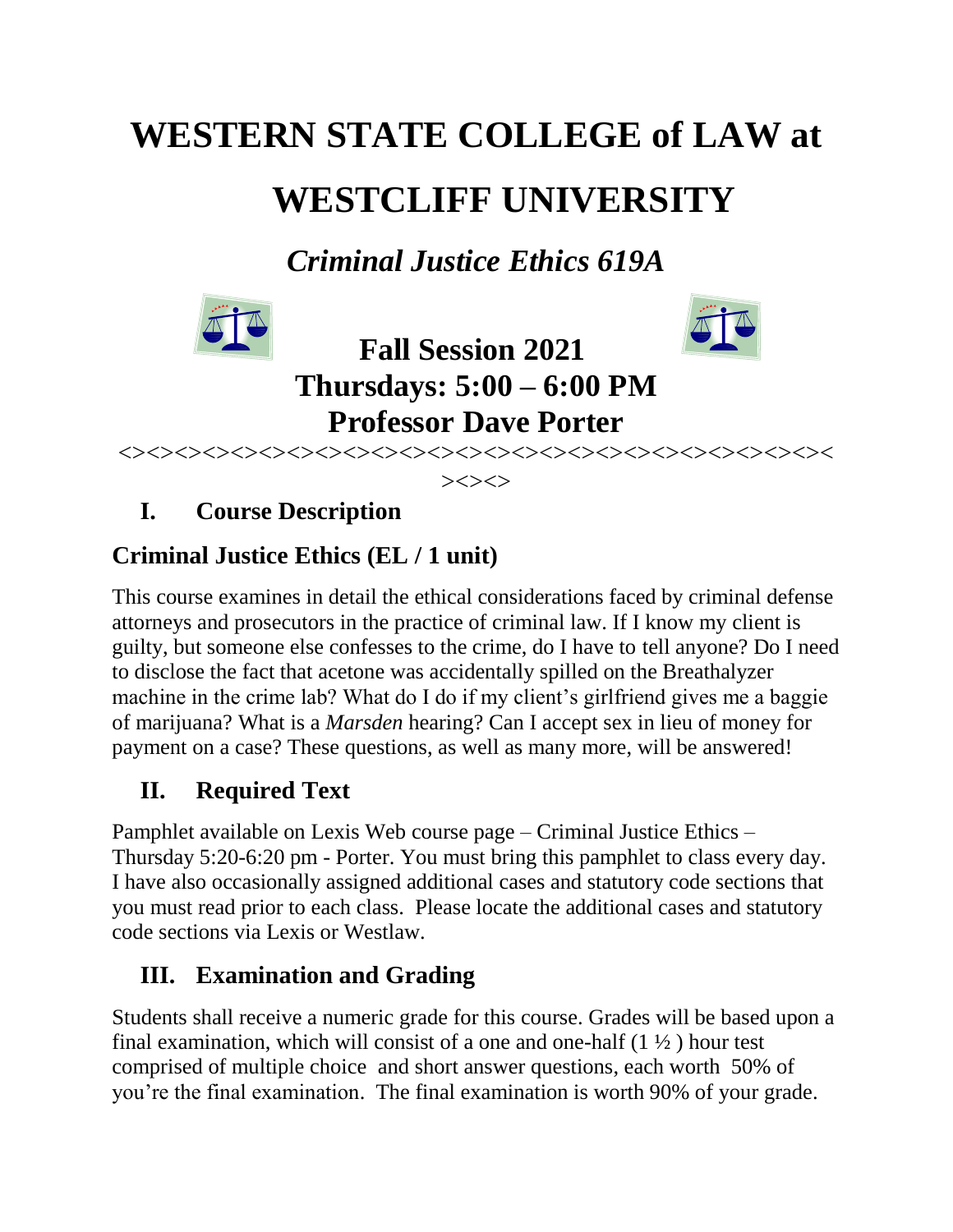# WESTERN STATE COLLEGE of LAW at WESTCLIFF UNIVERSITY

## *Criminal Justice Ethics 619A*

**Fall Session 2021**
**Thursdays: 5:00 – 6:00 PM**
**Professor Dave Porter**

<><><><><><><><><><><><><><><><><><><><><><><><><><><><><><><><><><><><><><><><><><><>

## I. Course Description

### Criminal Justice Ethics (EL / 1 unit)

This course examines in detail the ethical considerations faced by criminal defense attorneys and prosecutors in the practice of criminal law. If I know my client is guilty, but someone else confesses to the crime, do I have to tell anyone? Do I need to disclose the fact that acetone was accidentally spilled on the Breathalyzer machine in the crime lab? What do I do if my client's girlfriend gives me a baggie of marijuana? What is a *Marsden* hearing? Can I accept sex in lieu of money for payment on a case? These questions, as well as many more, will be answered!

## II. Required Text

Pamphlet available on Lexis Web course page – Criminal Justice Ethics – Thursday 5:20-6:20 pm - Porter. You must bring this pamphlet to class every day. I have also occasionally assigned additional cases and statutory code sections that you must read prior to each class. Please locate the additional cases and statutory code sections via Lexis or Westlaw.

## III. Examination and Grading

Students shall receive a numeric grade for this course. Grades will be based upon a final examination, which will consist of a one and one-half (1 ½ ) hour test comprised of multiple choice and short answer questions, each worth 50% of you're the final examination. The final examination is worth 90% of your grade.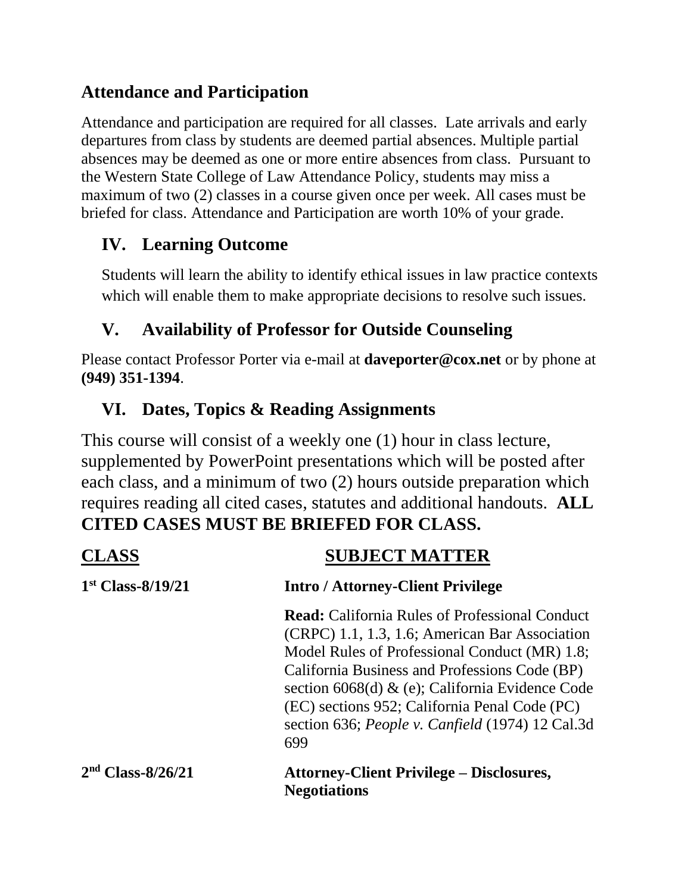## Attendance and Participation

Attendance and participation are required for all classes. Late arrivals and early departures from class by students are deemed partial absences. Multiple partial absences may be deemed as one or more entire absences from class. Pursuant to the Western State College of Law Attendance Policy, students may miss a maximum of two (2) classes in a course given once per week. All cases must be briefed for class. Attendance and Participation are worth 10% of your grade.

## IV. Learning Outcome

Students will learn the ability to identify ethical issues in law practice contexts which will enable them to make appropriate decisions to resolve such issues.

## V. Availability of Professor for Outside Counseling

Please contact Professor Porter via e-mail at **daveporter@cox.net** or by phone at **(949) 351-1394**.

## VI. Dates, Topics & Reading Assignments

This course will consist of a weekly one (1) hour in class lecture, supplemented by PowerPoint presentations which will be posted after each class, and a minimum of two (2) hours outside preparation which requires reading all cited cases, statutes and additional handouts. **ALL CITED CASES MUST BE BRIEFED FOR CLASS.**

| CLASS | SUBJECT MATTER |
|---|---|
| **1st Class-8/19/21** | **Intro / Attorney-Client Privilege**<br><br>**Read:** California Rules of Professional Conduct (CRPC) 1.1, 1.3, 1.6; American Bar Association Model Rules of Professional Conduct (MR) 1.8; California Business and Professions Code (BP) section 6068(d) & (e); California Evidence Code (EC) sections 952; California Penal Code (PC) section 636; *People v. Canfield* (1974) 12 Cal.3d 699 |
| **2nd Class-8/26/21** | **Attorney-Client Privilege – Disclosures, Negotiations** |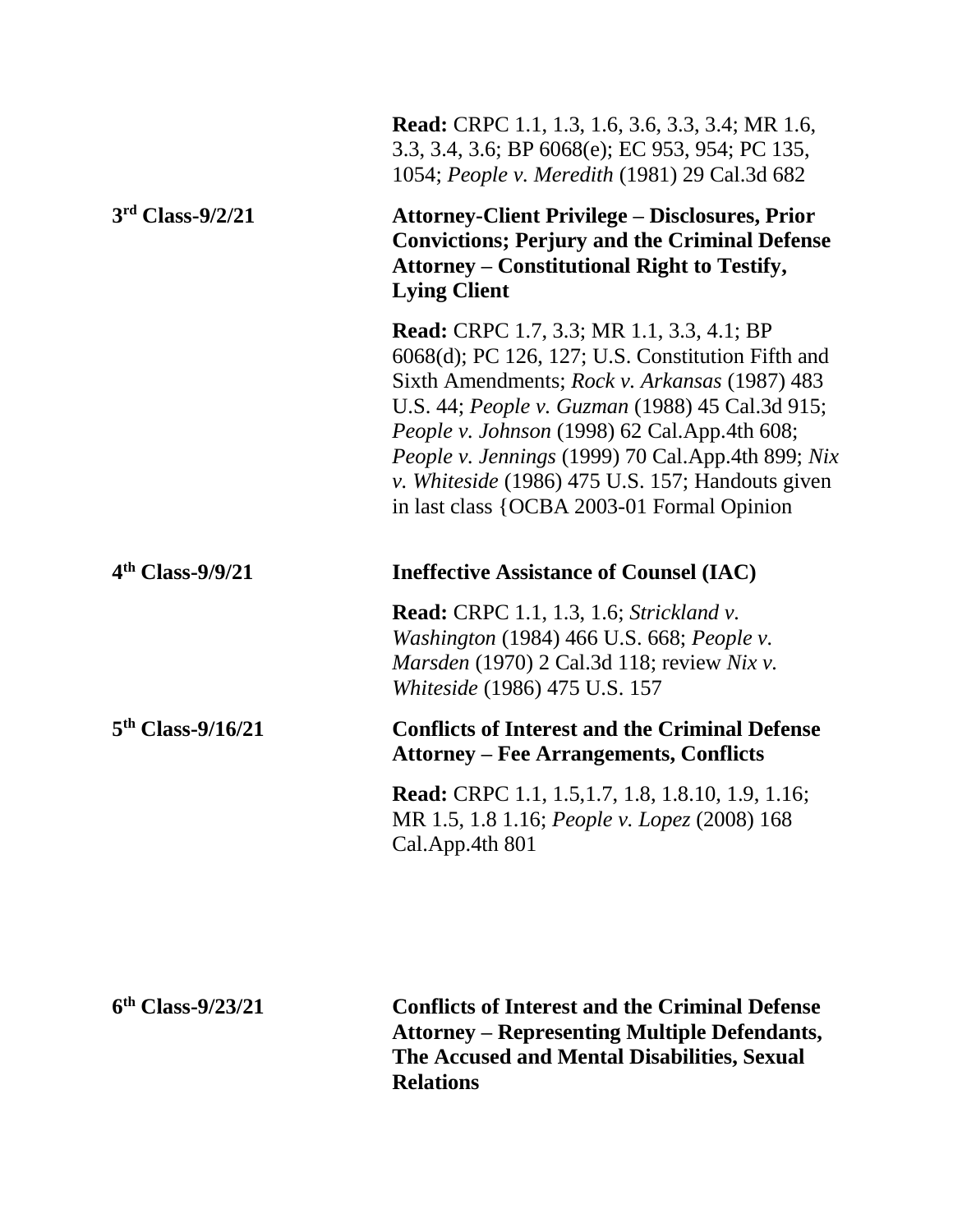**Read:** CRPC 1.1, 1.3, 1.6, 3.6, 3.3, 3.4; MR 1.6, 3.3, 3.4, 3.6; BP 6068(e); EC 953, 954; PC 135, 1054; *People v. Meredith* (1981) 29 Cal.3d 682

**3rd Class-9/2/21**

**Attorney-Client Privilege – Disclosures, Prior Convictions; Perjury and the Criminal Defense Attorney – Constitutional Right to Testify, Lying Client**

**Read:** CRPC 1.7, 3.3; MR 1.1, 3.3, 4.1; BP 6068(d); PC 126, 127; U.S. Constitution Fifth and Sixth Amendments; *Rock v. Arkansas* (1987) 483 U.S. 44; *People v. Guzman* (1988) 45 Cal.3d 915; *People v. Johnson* (1998) 62 Cal.App.4th 608; *People v. Jennings* (1999) 70 Cal.App.4th 899; *Nix v. Whiteside* (1986) 475 U.S. 157; Handouts given in last class {OCBA 2003-01 Formal Opinion

**4th Class-9/9/21**

**Ineffective Assistance of Counsel (IAC)**

**Read:** CRPC 1.1, 1.3, 1.6; *Strickland v. Washington* (1984) 466 U.S. 668; *People v. Marsden* (1970) 2 Cal.3d 118; review *Nix v. Whiteside* (1986) 475 U.S. 157

**5th Class-9/16/21**

**Conflicts of Interest and the Criminal Defense Attorney – Fee Arrangements, Conflicts**

**Read:** CRPC 1.1, 1.5,1.7, 1.8, 1.8.10, 1.9, 1.16; MR 1.5, 1.8 1.16; *People v. Lopez* (2008) 168 Cal.App.4th 801

**6th Class-9/23/21**

**Conflicts of Interest and the Criminal Defense Attorney – Representing Multiple Defendants, The Accused and Mental Disabilities, Sexual Relations**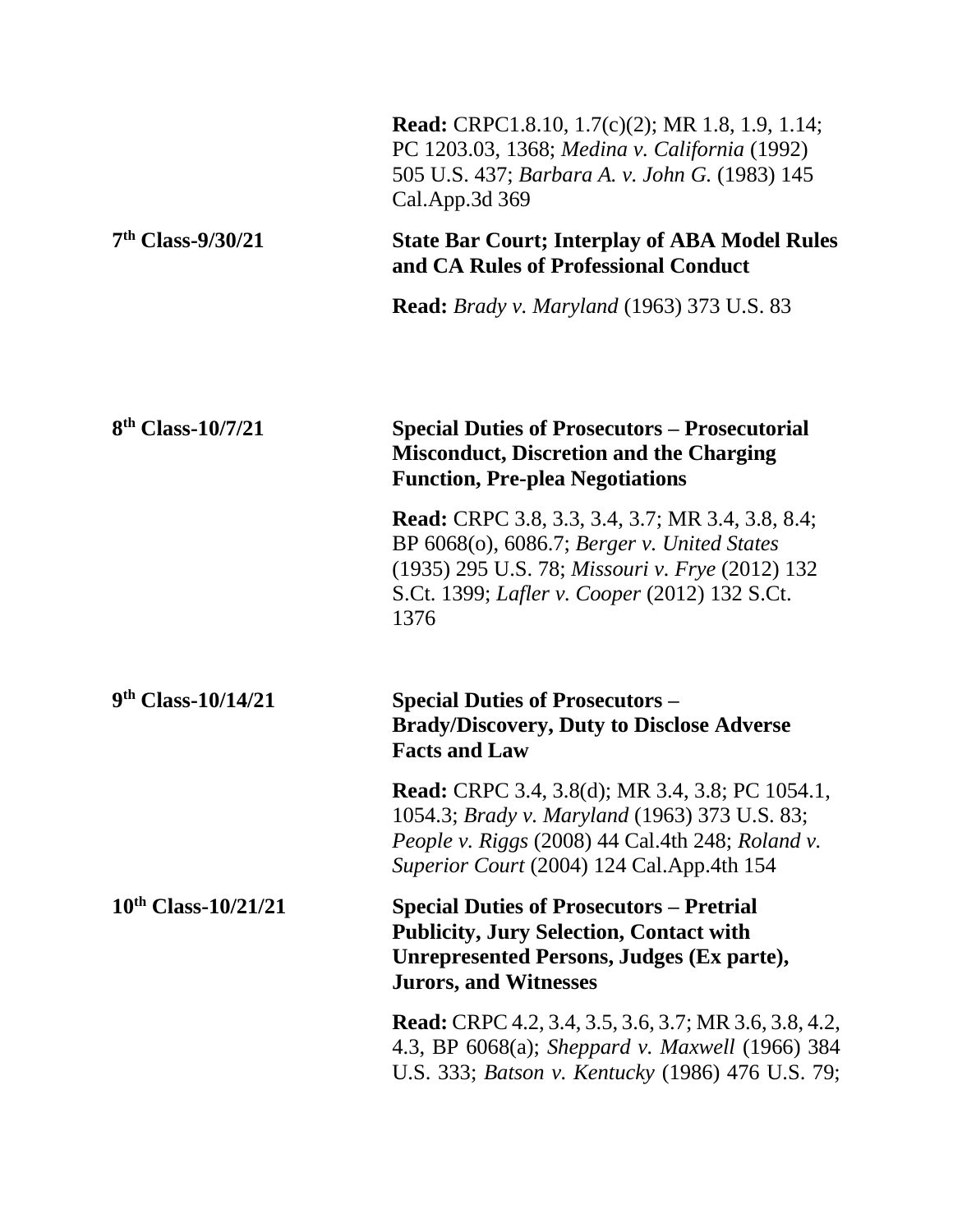**Read:** CRPC1.8.10, 1.7(c)(2); MR 1.8, 1.9, 1.14; PC 1203.03, 1368; *Medina v. California* (1992) 505 U.S. 437; *Barbara A. v. John G.* (1983) 145 Cal.App.3d 369

**7th Class-9/30/21** — **State Bar Court; Interplay of ABA Model Rules and CA Rules of Professional Conduct**

**Read:** *Brady v. Maryland* (1963) 373 U.S. 83

**8th Class-10/7/21** — **Special Duties of Prosecutors – Prosecutorial Misconduct, Discretion and the Charging Function, Pre-plea Negotiations**

**Read:** CRPC 3.8, 3.3, 3.4, 3.7; MR 3.4, 3.8, 8.4; BP 6068(o), 6086.7; *Berger v. United States* (1935) 295 U.S. 78; *Missouri v. Frye* (2012) 132 S.Ct. 1399; *Lafler v. Cooper* (2012) 132 S.Ct. 1376

**9th Class-10/14/21** — **Special Duties of Prosecutors – Brady/Discovery, Duty to Disclose Adverse Facts and Law**

**Read:** CRPC 3.4, 3.8(d); MR 3.4, 3.8; PC 1054.1, 1054.3; *Brady v. Maryland* (1963) 373 U.S. 83; *People v. Riggs* (2008) 44 Cal.4th 248; *Roland v. Superior Court* (2004) 124 Cal.App.4th 154

**10th Class-10/21/21** — **Special Duties of Prosecutors – Pretrial Publicity, Jury Selection, Contact with Unrepresented Persons, Judges (Ex parte), Jurors, and Witnesses**

**Read:** CRPC 4.2, 3.4, 3.5, 3.6, 3.7; MR 3.6, 3.8, 4.2, 4.3, BP 6068(a); *Sheppard v. Maxwell* (1966) 384 U.S. 333; *Batson v. Kentucky* (1986) 476 U.S. 79;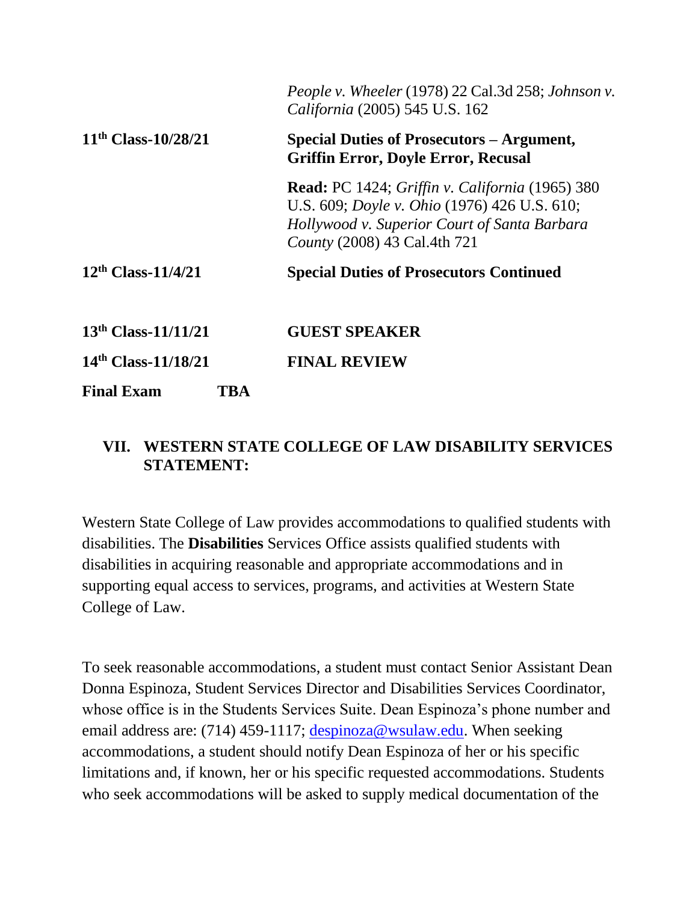| | |
|---|---|
| | *People v. Wheeler* (1978) 22 Cal.3d 258; *Johnson v. California* (2005) 545 U.S. 162 |
| **11th Class-10/28/21** | **Special Duties of Prosecutors – Argument, Griffin Error, Doyle Error, Recusal** |
| | **Read:** PC 1424; *Griffin v. California* (1965) 380 U.S. 609; *Doyle v. Ohio* (1976) 426 U.S. 610; *Hollywood v. Superior Court of Santa Barbara County* (2008) 43 Cal.4th 721 |
| **12th Class-11/4/21** | **Special Duties of Prosecutors Continued** |
| **13th Class-11/11/21** | **GUEST SPEAKER** |
| **14th Class-11/18/21** | **FINAL REVIEW** |
| **Final Exam TBA** | |

## VII. WESTERN STATE COLLEGE OF LAW DISABILITY SERVICES STATEMENT:

Western State College of Law provides accommodations to qualified students with disabilities. The **Disabilities** Services Office assists qualified students with disabilities in acquiring reasonable and appropriate accommodations and in supporting equal access to services, programs, and activities at Western State College of Law.

To seek reasonable accommodations, a student must contact Senior Assistant Dean Donna Espinoza, Student Services Director and Disabilities Services Coordinator, whose office is in the Students Services Suite. Dean Espinoza's phone number and email address are: (714) 459-1117; despinoza@wsulaw.edu. When seeking accommodations, a student should notify Dean Espinoza of her or his specific limitations and, if known, her or his specific requested accommodations. Students who seek accommodations will be asked to supply medical documentation of the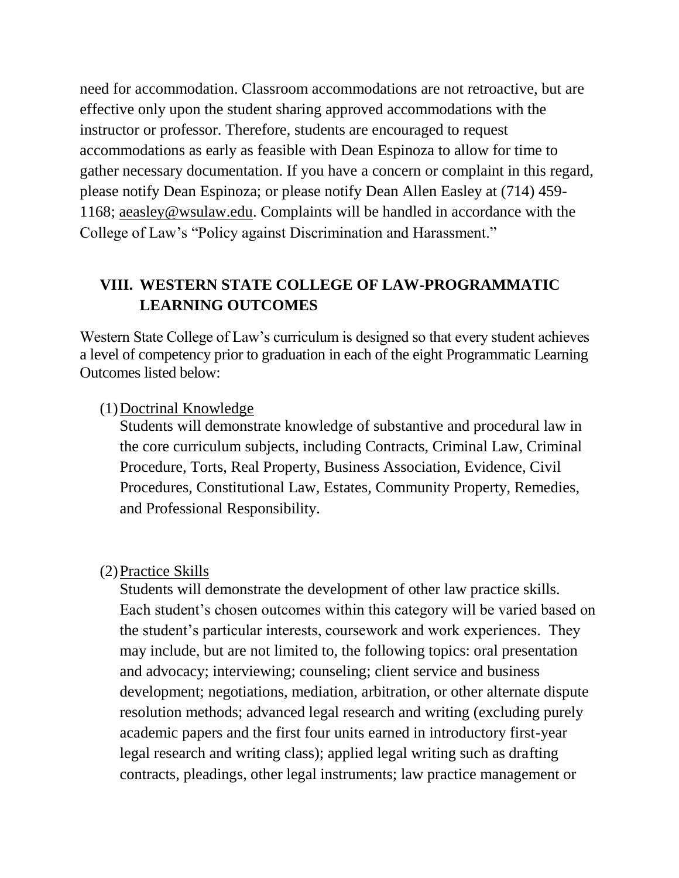need for accommodation. Classroom accommodations are not retroactive, but are effective only upon the student sharing approved accommodations with the instructor or professor. Therefore, students are encouraged to request accommodations as early as feasible with Dean Espinoza to allow for time to gather necessary documentation. If you have a concern or complaint in this regard, please notify Dean Espinoza; or please notify Dean Allen Easley at (714) 459-1168; aeasley@wsulaw.edu. Complaints will be handled in accordance with the College of Law's "Policy against Discrimination and Harassment."

## VIII. WESTERN STATE COLLEGE OF LAW-PROGRAMMATIC LEARNING OUTCOMES

Western State College of Law's curriculum is designed so that every student achieves a level of competency prior to graduation in each of the eight Programmatic Learning Outcomes listed below:

(1) Doctrinal Knowledge
Students will demonstrate knowledge of substantive and procedural law in the core curriculum subjects, including Contracts, Criminal Law, Criminal Procedure, Torts, Real Property, Business Association, Evidence, Civil Procedures, Constitutional Law, Estates, Community Property, Remedies, and Professional Responsibility.

(2) Practice Skills
Students will demonstrate the development of other law practice skills. Each student's chosen outcomes within this category will be varied based on the student's particular interests, coursework and work experiences. They may include, but are not limited to, the following topics: oral presentation and advocacy; interviewing; counseling; client service and business development; negotiations, mediation, arbitration, or other alternate dispute resolution methods; advanced legal research and writing (excluding purely academic papers and the first four units earned in introductory first-year legal research and writing class); applied legal writing such as drafting contracts, pleadings, other legal instruments; law practice management or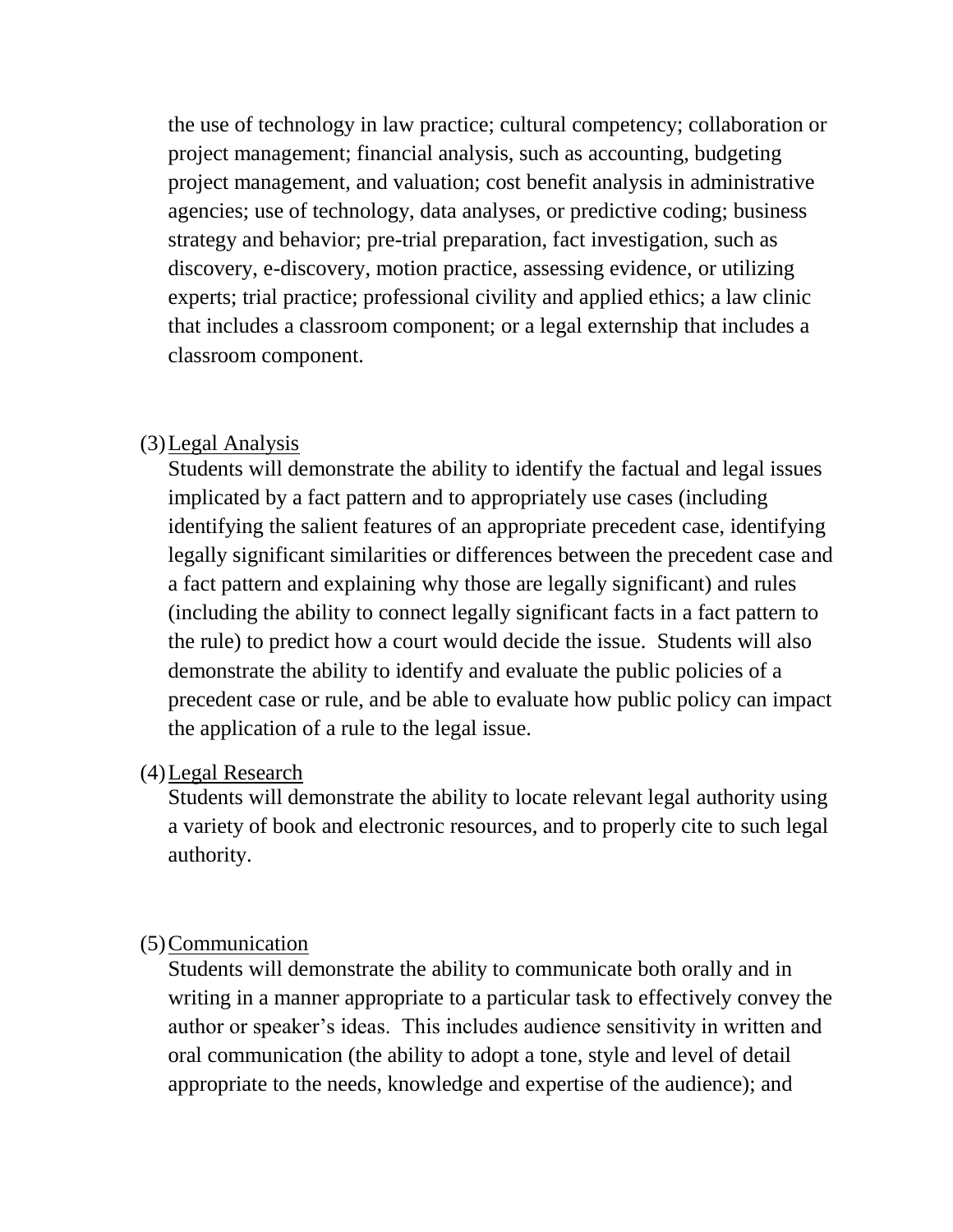the use of technology in law practice; cultural competency; collaboration or project management; financial analysis, such as accounting, budgeting project management, and valuation; cost benefit analysis in administrative agencies; use of technology, data analyses, or predictive coding; business strategy and behavior; pre-trial preparation, fact investigation, such as discovery, e-discovery, motion practice, assessing evidence, or utilizing experts; trial practice; professional civility and applied ethics; a law clinic that includes a classroom component; or a legal externship that includes a classroom component.

(3) <u>Legal Analysis</u>

Students will demonstrate the ability to identify the factual and legal issues implicated by a fact pattern and to appropriately use cases (including identifying the salient features of an appropriate precedent case, identifying legally significant similarities or differences between the precedent case and a fact pattern and explaining why those are legally significant) and rules (including the ability to connect legally significant facts in a fact pattern to the rule) to predict how a court would decide the issue. Students will also demonstrate the ability to identify and evaluate the public policies of a precedent case or rule, and be able to evaluate how public policy can impact the application of a rule to the legal issue.

(4) <u>Legal Research</u>

Students will demonstrate the ability to locate relevant legal authority using a variety of book and electronic resources, and to properly cite to such legal authority.

(5) <u>Communication</u>

Students will demonstrate the ability to communicate both orally and in writing in a manner appropriate to a particular task to effectively convey the author or speaker's ideas. This includes audience sensitivity in written and oral communication (the ability to adopt a tone, style and level of detail appropriate to the needs, knowledge and expertise of the audience); and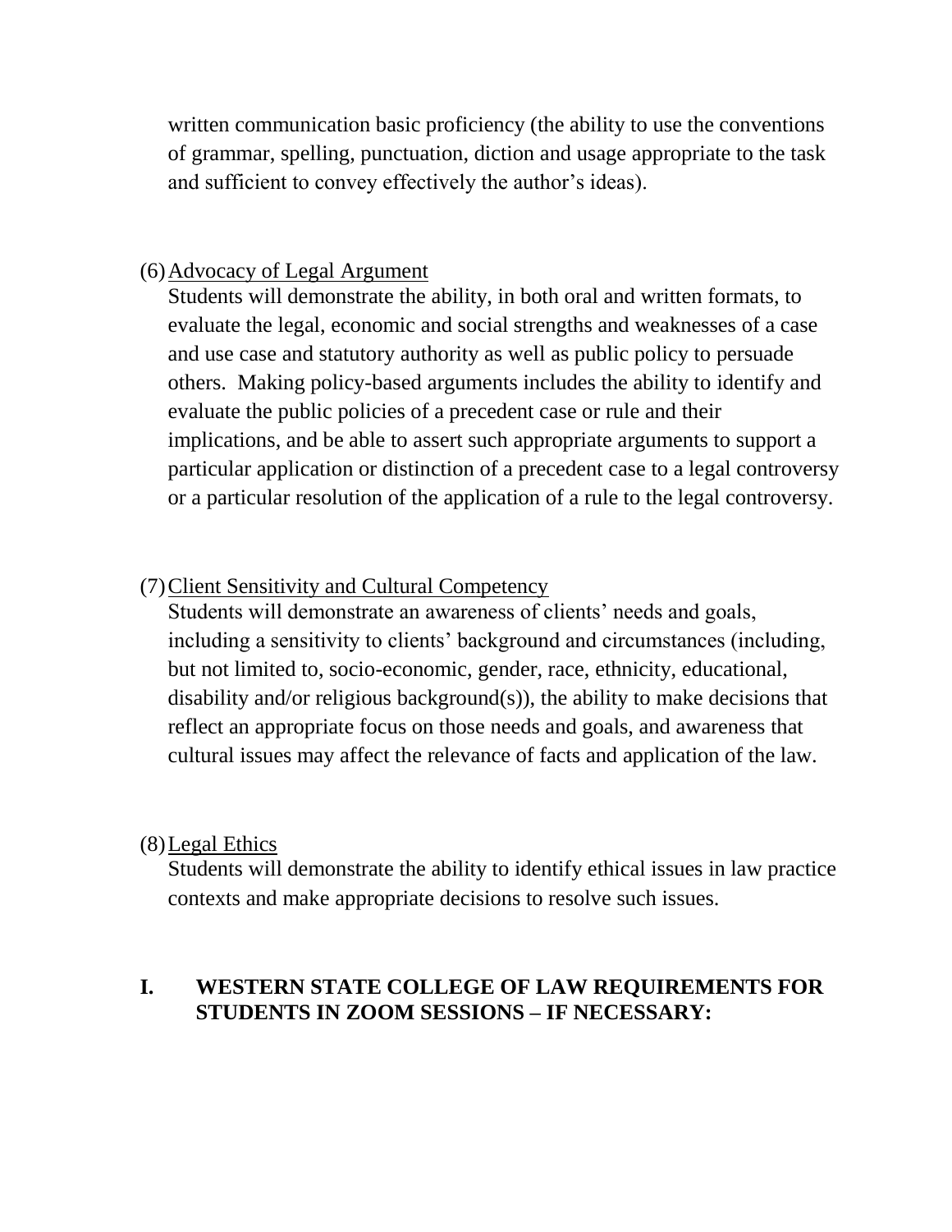written communication basic proficiency (the ability to use the conventions of grammar, spelling, punctuation, diction and usage appropriate to the task and sufficient to convey effectively the author's ideas).

(6) Advocacy of Legal Argument

Students will demonstrate the ability, in both oral and written formats, to evaluate the legal, economic and social strengths and weaknesses of a case and use case and statutory authority as well as public policy to persuade others. Making policy-based arguments includes the ability to identify and evaluate the public policies of a precedent case or rule and their implications, and be able to assert such appropriate arguments to support a particular application or distinction of a precedent case to a legal controversy or a particular resolution of the application of a rule to the legal controversy.

(7) Client Sensitivity and Cultural Competency

Students will demonstrate an awareness of clients' needs and goals, including a sensitivity to clients' background and circumstances (including, but not limited to, socio-economic, gender, race, ethnicity, educational, disability and/or religious background(s)), the ability to make decisions that reflect an appropriate focus on those needs and goals, and awareness that cultural issues may affect the relevance of facts and application of the law.

(8) Legal Ethics

Students will demonstrate the ability to identify ethical issues in law practice contexts and make appropriate decisions to resolve such issues.

## I. WESTERN STATE COLLEGE OF LAW REQUIREMENTS FOR STUDENTS IN ZOOM SESSIONS – IF NECESSARY: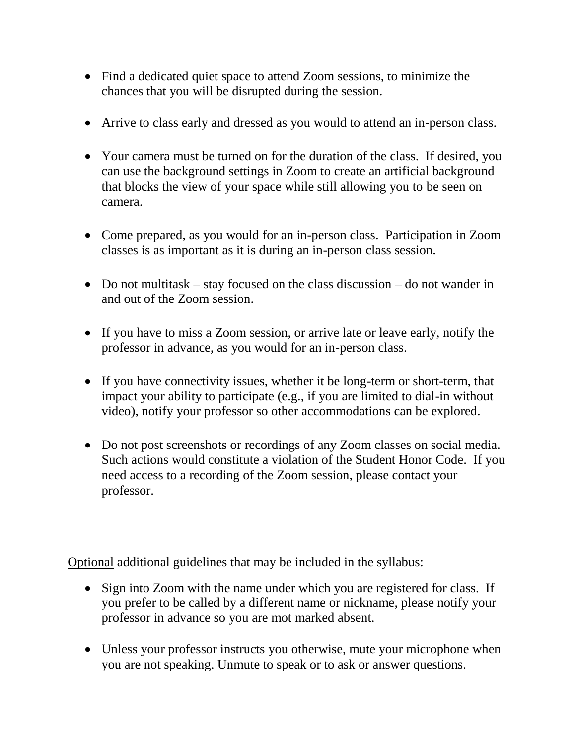- Find a dedicated quiet space to attend Zoom sessions, to minimize the chances that you will be disrupted during the session.

- Arrive to class early and dressed as you would to attend an in-person class.

- Your camera must be turned on for the duration of the class. If desired, you can use the background settings in Zoom to create an artificial background that blocks the view of your space while still allowing you to be seen on camera.

- Come prepared, as you would for an in-person class. Participation in Zoom classes is as important as it is during an in-person class session.

- Do not multitask – stay focused on the class discussion – do not wander in and out of the Zoom session.

- If you have to miss a Zoom session, or arrive late or leave early, notify the professor in advance, as you would for an in-person class.

- If you have connectivity issues, whether it be long-term or short-term, that impact your ability to participate (e.g., if you are limited to dial-in without video), notify your professor so other accommodations can be explored.

- Do not post screenshots or recordings of any Zoom classes on social media. Such actions would constitute a violation of the Student Honor Code. If you need access to a recording of the Zoom session, please contact your professor.

<u>Optional</u> additional guidelines that may be included in the syllabus:

- Sign into Zoom with the name under which you are registered for class. If you prefer to be called by a different name or nickname, please notify your professor in advance so you are mot marked absent.

- Unless your professor instructs you otherwise, mute your microphone when you are not speaking. Unmute to speak or to ask or answer questions.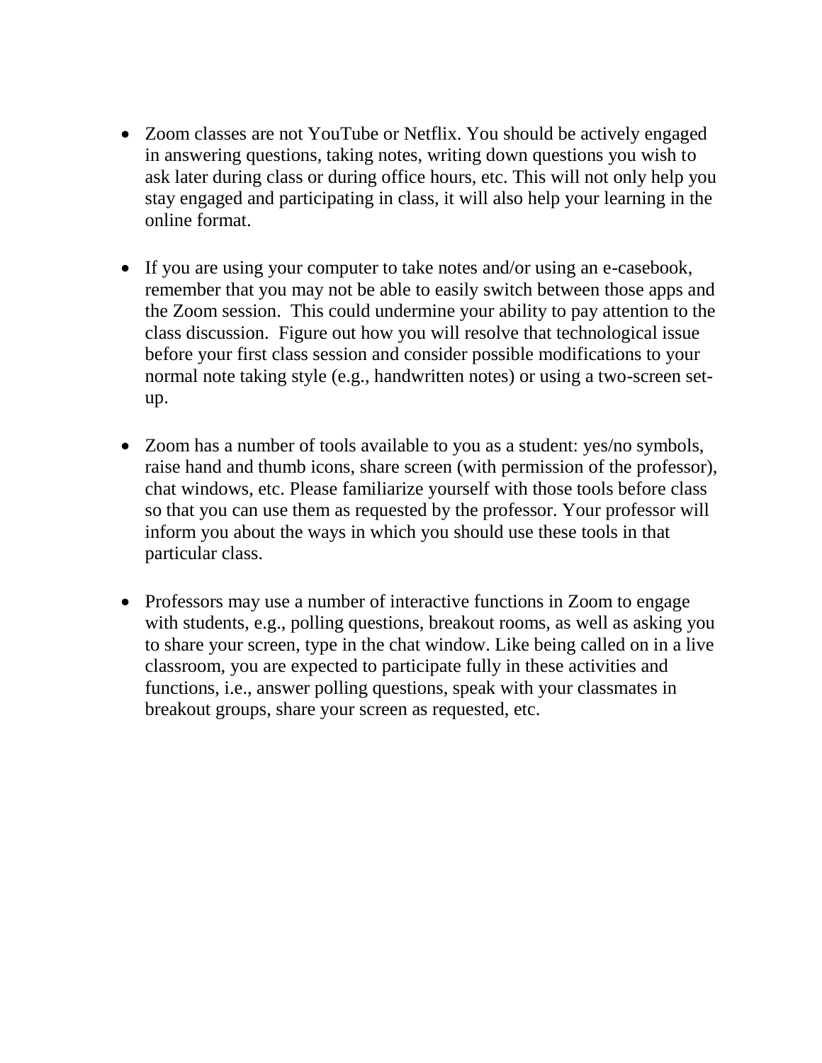- Zoom classes are not YouTube or Netflix. You should be actively engaged in answering questions, taking notes, writing down questions you wish to ask later during class or during office hours, etc. This will not only help you stay engaged and participating in class, it will also help your learning in the online format.

- If you are using your computer to take notes and/or using an e-casebook, remember that you may not be able to easily switch between those apps and the Zoom session. This could undermine your ability to pay attention to the class discussion. Figure out how you will resolve that technological issue before your first class session and consider possible modifications to your normal note taking style (e.g., handwritten notes) or using a two-screen set-up.

- Zoom has a number of tools available to you as a student: yes/no symbols, raise hand and thumb icons, share screen (with permission of the professor), chat windows, etc. Please familiarize yourself with those tools before class so that you can use them as requested by the professor. Your professor will inform you about the ways in which you should use these tools in that particular class.

- Professors may use a number of interactive functions in Zoom to engage with students, e.g., polling questions, breakout rooms, as well as asking you to share your screen, type in the chat window. Like being called on in a live classroom, you are expected to participate fully in these activities and functions, i.e., answer polling questions, speak with your classmates in breakout groups, share your screen as requested, etc.